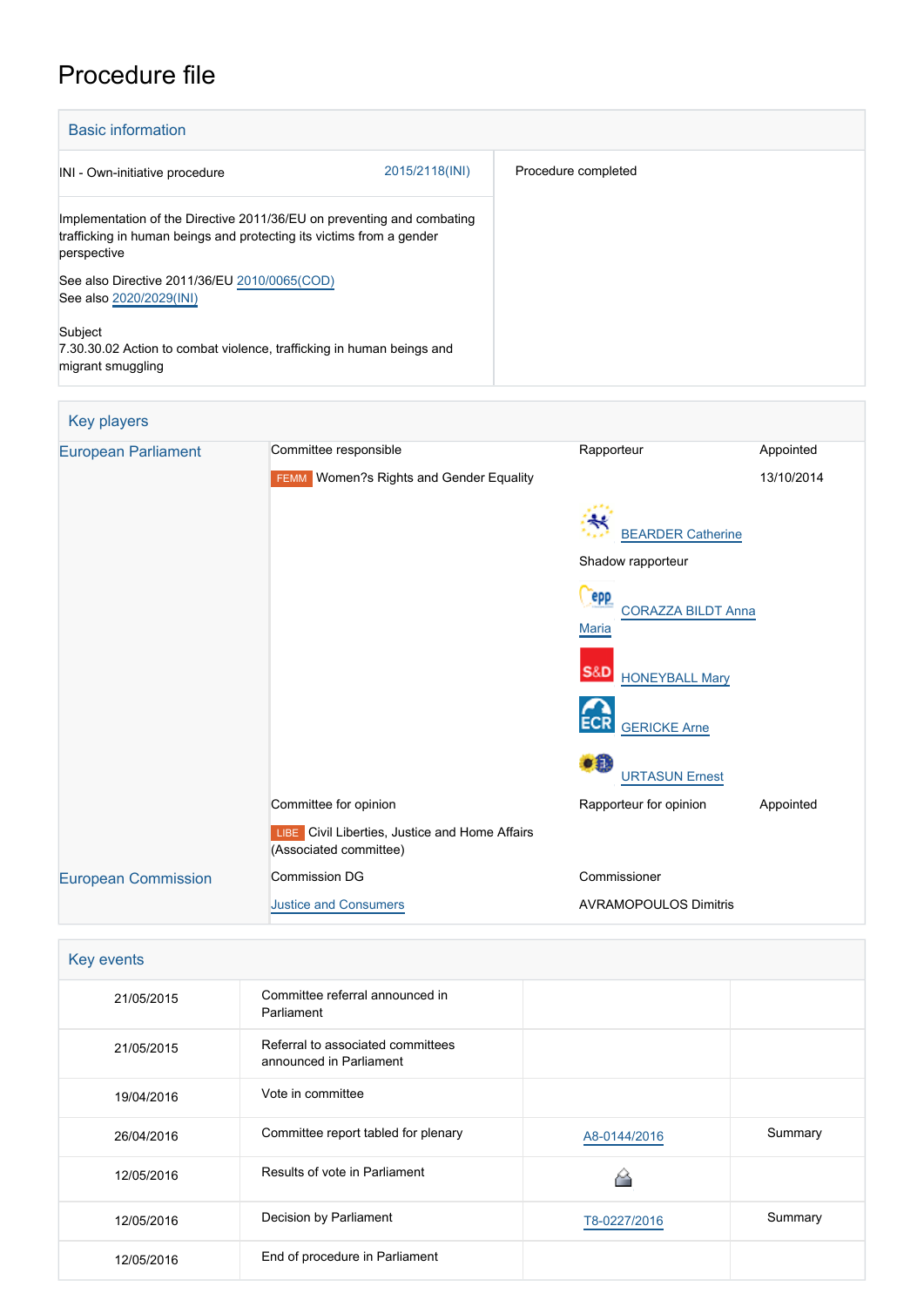# Procedure file

## Basic information

| | |
|---|---|
| INI - Own-initiative procedure 2015/2118(INI) | Procedure completed |
| Implementation of the Directive 2011/36/EU on preventing and combating trafficking in human beings and protecting its victims from a gender perspective<br><br>See also Directive 2011/36/EU 2010/0065(COD)<br>See also 2020/2029(INI)<br><br>Subject<br>7.30.30.02 Action to combat violence, trafficking in human beings and migrant smuggling | |

## Key players

| | | | |
|---|---|---|---|
| European Parliament | Committee responsible | Rapporteur | Appointed |
| | FEMM Women?s Rights and Gender Equality | | 13/10/2014 |
| | | BEARDER Catherine | |
| | | Shadow rapporteur | |
| | | CORAZZA BILDT Anna Maria | |
| | | HONEYBALL Mary | |
| | | GERICKE Arne | |
| | | URTASUN Ernest | |
| | Committee for opinion | Rapporteur for opinion | Appointed |
| | LIBE Civil Liberties, Justice and Home Affairs (Associated committee) | | |
| European Commission | Commission DG | Commissioner | |
| | Justice and Consumers | AVRAMOPOULOS Dimitris | |

## Key events

| | | | |
|---|---|---|---|
| 21/05/2015 | Committee referral announced in Parliament | | |
| 21/05/2015 | Referral to associated committees announced in Parliament | | |
| 19/04/2016 | Vote in committee | | |
| 26/04/2016 | Committee report tabled for plenary | A8-0144/2016 | Summary |
| 12/05/2016 | Results of vote in Parliament | | |
| 12/05/2016 | Decision by Parliament | T8-0227/2016 | Summary |
| 12/05/2016 | End of procedure in Parliament | | |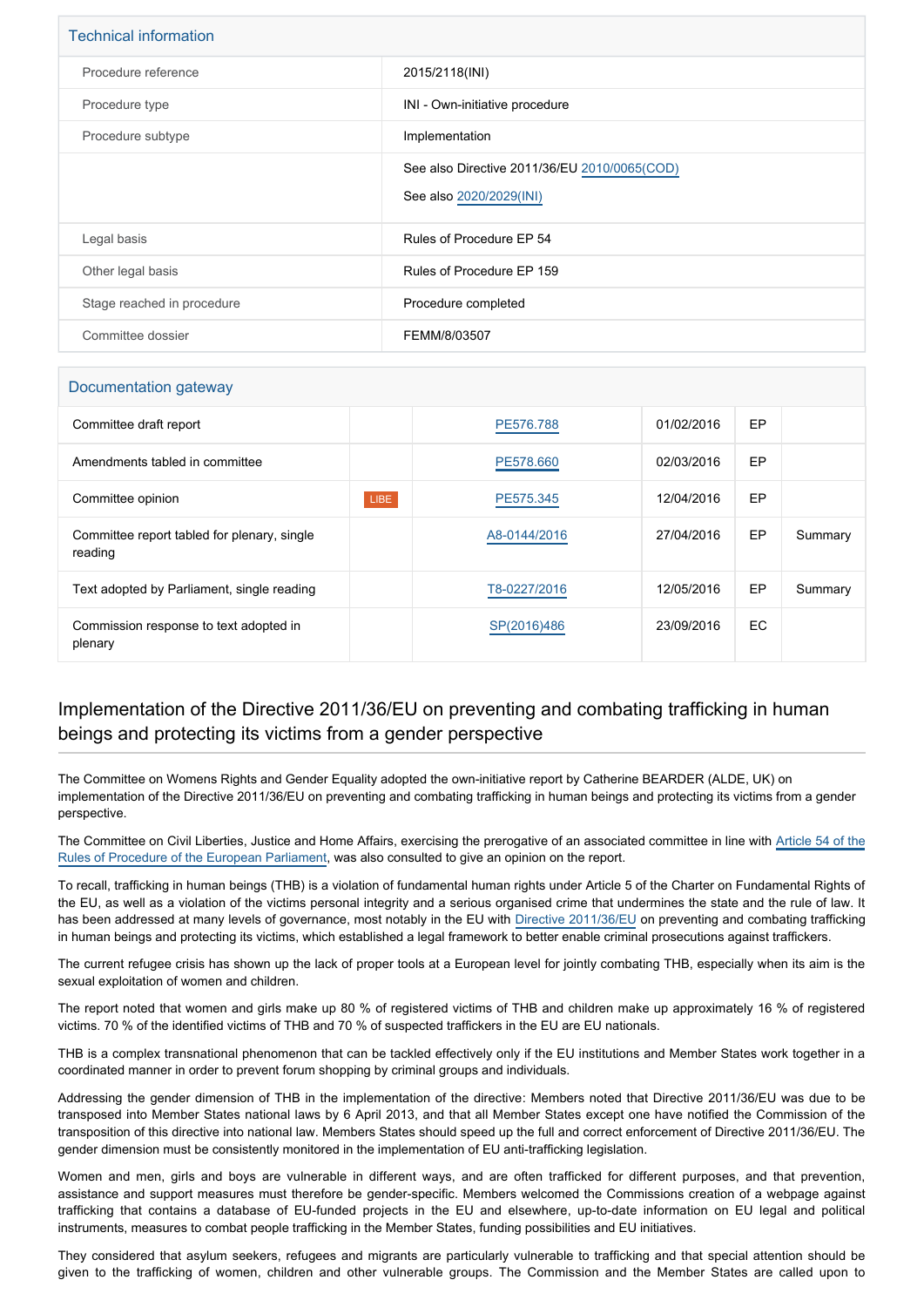## Technical information

| | |
|---|---|
| Procedure reference | 2015/2118(INI) |
| Procedure type | INI - Own-initiative procedure |
| Procedure subtype | Implementation |
| | See also Directive 2011/36/EU 2010/0065(COD)<br>See also 2020/2029(INI) |
| Legal basis | Rules of Procedure EP 54 |
| Other legal basis | Rules of Procedure EP 159 |
| Stage reached in procedure | Procedure completed |
| Committee dossier | FEMM/8/03507 |

## Documentation gateway

| | | | | | |
|---|---|---|---|---|---|
| Committee draft report | | PE576.788 | 01/02/2016 | EP | |
| Amendments tabled in committee | | PE578.660 | 02/03/2016 | EP | |
| Committee opinion | LIBE | PE575.345 | 12/04/2016 | EP | |
| Committee report tabled for plenary, single reading | | A8-0144/2016 | 27/04/2016 | EP | Summary |
| Text adopted by Parliament, single reading | | T8-0227/2016 | 12/05/2016 | EP | Summary |
| Commission response to text adopted in plenary | | SP(2016)486 | 23/09/2016 | EC | |

# Implementation of the Directive 2011/36/EU on preventing and combating trafficking in human beings and protecting its victims from a gender perspective

The Committee on Womens Rights and Gender Equality adopted the own-initiative report by Catherine BEARDER (ALDE, UK) on implementation of the Directive 2011/36/EU on preventing and combating trafficking in human beings and protecting its victims from a gender perspective.

The Committee on Civil Liberties, Justice and Home Affairs, exercising the prerogative of an associated committee in line with Article 54 of the Rules of Procedure of the European Parliament, was also consulted to give an opinion on the report.

To recall, trafficking in human beings (THB) is a violation of fundamental human rights under Article 5 of the Charter on Fundamental Rights of the EU, as well as a violation of the victims personal integrity and a serious organised crime that undermines the state and the rule of law. It has been addressed at many levels of governance, most notably in the EU with Directive 2011/36/EU on preventing and combating trafficking in human beings and protecting its victims, which established a legal framework to better enable criminal prosecutions against traffickers.

The current refugee crisis has shown up the lack of proper tools at a European level for jointly combating THB, especially when its aim is the sexual exploitation of women and children.

The report noted that women and girls make up 80 % of registered victims of THB and children make up approximately 16 % of registered victims. 70 % of the identified victims of THB and 70 % of suspected traffickers in the EU are EU nationals.

THB is a complex transnational phenomenon that can be tackled effectively only if the EU institutions and Member States work together in a coordinated manner in order to prevent forum shopping by criminal groups and individuals.

Addressing the gender dimension of THB in the implementation of the directive: Members noted that Directive 2011/36/EU was due to be transposed into Member States national laws by 6 April 2013, and that all Member States except one have notified the Commission of the transposition of this directive into national law. Members States should speed up the full and correct enforcement of Directive 2011/36/EU. The gender dimension must be consistently monitored in the implementation of EU anti-trafficking legislation.

Women and men, girls and boys are vulnerable in different ways, and are often trafficked for different purposes, and that prevention, assistance and support measures must therefore be gender-specific. Members welcomed the Commissions creation of a webpage against trafficking that contains a database of EU-funded projects in the EU and elsewhere, up-to-date information on EU legal and political instruments, measures to combat people trafficking in the Member States, funding possibilities and EU initiatives.

They considered that asylum seekers, refugees and migrants are particularly vulnerable to trafficking and that special attention should be given to the trafficking of women, children and other vulnerable groups. The Commission and the Member States are called upon to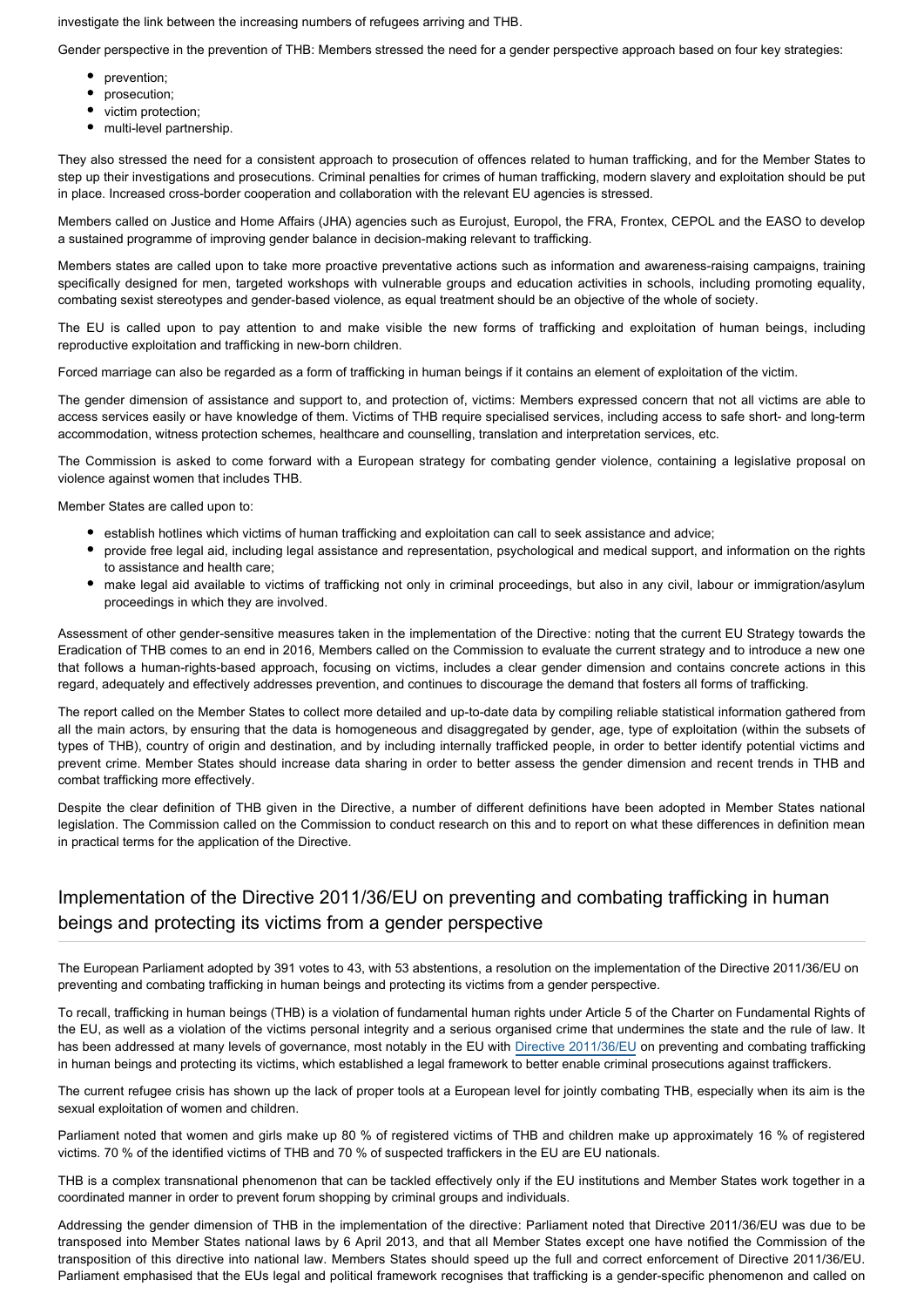investigate the link between the increasing numbers of refugees arriving and THB.

Gender perspective in the prevention of THB: Members stressed the need for a gender perspective approach based on four key strategies:

- prevention;
- prosecution;
- victim protection;
- multi-level partnership.

They also stressed the need for a consistent approach to prosecution of offences related to human trafficking, and for the Member States to step up their investigations and prosecutions. Criminal penalties for crimes of human trafficking, modern slavery and exploitation should be put in place. Increased cross-border cooperation and collaboration with the relevant EU agencies is stressed.

Members called on Justice and Home Affairs (JHA) agencies such as Eurojust, Europol, the FRA, Frontex, CEPOL and the EASO to develop a sustained programme of improving gender balance in decision-making relevant to trafficking.

Members states are called upon to take more proactive preventative actions such as information and awareness-raising campaigns, training specifically designed for men, targeted workshops with vulnerable groups and education activities in schools, including promoting equality, combating sexist stereotypes and gender-based violence, as equal treatment should be an objective of the whole of society.

The EU is called upon to pay attention to and make visible the new forms of trafficking and exploitation of human beings, including reproductive exploitation and trafficking in new-born children.

Forced marriage can also be regarded as a form of trafficking in human beings if it contains an element of exploitation of the victim.

The gender dimension of assistance and support to, and protection of, victims: Members expressed concern that not all victims are able to access services easily or have knowledge of them. Victims of THB require specialised services, including access to safe short- and long-term accommodation, witness protection schemes, healthcare and counselling, translation and interpretation services, etc.

The Commission is asked to come forward with a European strategy for combating gender violence, containing a legislative proposal on violence against women that includes THB.

Member States are called upon to:

- establish hotlines which victims of human trafficking and exploitation can call to seek assistance and advice;
- provide free legal aid, including legal assistance and representation, psychological and medical support, and information on the rights to assistance and health care;
- make legal aid available to victims of trafficking not only in criminal proceedings, but also in any civil, labour or immigration/asylum proceedings in which they are involved.

Assessment of other gender-sensitive measures taken in the implementation of the Directive: noting that the current EU Strategy towards the Eradication of THB comes to an end in 2016, Members called on the Commission to evaluate the current strategy and to introduce a new one that follows a human-rights-based approach, focusing on victims, includes a clear gender dimension and contains concrete actions in this regard, adequately and effectively addresses prevention, and continues to discourage the demand that fosters all forms of trafficking.

The report called on the Member States to collect more detailed and up-to-date data by compiling reliable statistical information gathered from all the main actors, by ensuring that the data is homogeneous and disaggregated by gender, age, type of exploitation (within the subsets of types of THB), country of origin and destination, and by including internally trafficked people, in order to better identify potential victims and prevent crime. Member States should increase data sharing in order to better assess the gender dimension and recent trends in THB and combat trafficking more effectively.

Despite the clear definition of THB given in the Directive, a number of different definitions have been adopted in Member States national legislation. The Commission called on the Commission to conduct research on this and to report on what these differences in definition mean in practical terms for the application of the Directive.

## Implementation of the Directive 2011/36/EU on preventing and combating trafficking in human beings and protecting its victims from a gender perspective

The European Parliament adopted by 391 votes to 43, with 53 abstentions, a resolution on the implementation of the Directive 2011/36/EU on preventing and combating trafficking in human beings and protecting its victims from a gender perspective.

To recall, trafficking in human beings (THB) is a violation of fundamental human rights under Article 5 of the Charter on Fundamental Rights of the EU, as well as a violation of the victims personal integrity and a serious organised crime that undermines the state and the rule of law. It has been addressed at many levels of governance, most notably in the EU with Directive 2011/36/EU on preventing and combating trafficking in human beings and protecting its victims, which established a legal framework to better enable criminal prosecutions against traffickers.

The current refugee crisis has shown up the lack of proper tools at a European level for jointly combating THB, especially when its aim is the sexual exploitation of women and children.

Parliament noted that women and girls make up 80 % of registered victims of THB and children make up approximately 16 % of registered victims. 70 % of the identified victims of THB and 70 % of suspected traffickers in the EU are EU nationals.

THB is a complex transnational phenomenon that can be tackled effectively only if the EU institutions and Member States work together in a coordinated manner in order to prevent forum shopping by criminal groups and individuals.

Addressing the gender dimension of THB in the implementation of the directive: Parliament noted that Directive 2011/36/EU was due to be transposed into Member States national laws by 6 April 2013, and that all Member States except one have notified the Commission of the transposition of this directive into national law. Members States should speed up the full and correct enforcement of Directive 2011/36/EU. Parliament emphasised that the EUs legal and political framework recognises that trafficking is a gender-specific phenomenon and called on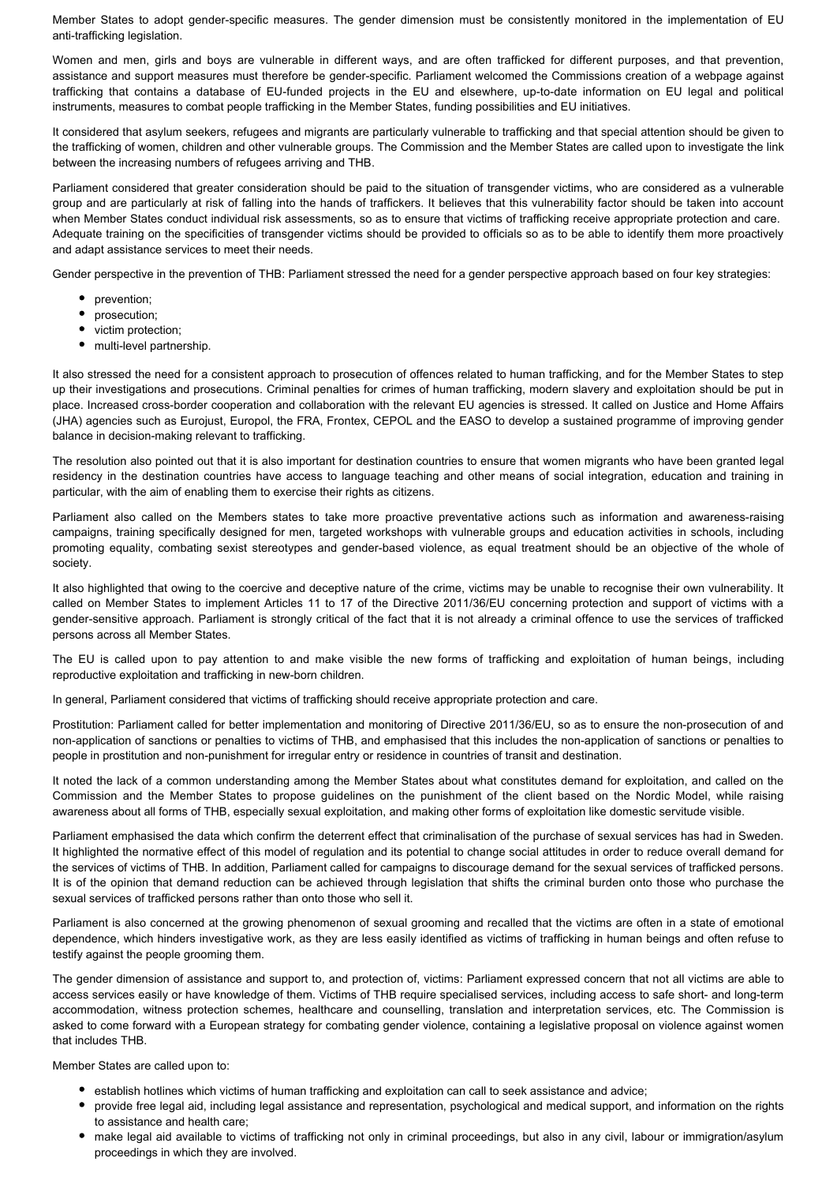Member States to adopt gender-specific measures. The gender dimension must be consistently monitored in the implementation of EU anti-trafficking legislation.

Women and men, girls and boys are vulnerable in different ways, and are often trafficked for different purposes, and that prevention, assistance and support measures must therefore be gender-specific. Parliament welcomed the Commissions creation of a webpage against trafficking that contains a database of EU-funded projects in the EU and elsewhere, up-to-date information on EU legal and political instruments, measures to combat people trafficking in the Member States, funding possibilities and EU initiatives.

It considered that asylum seekers, refugees and migrants are particularly vulnerable to trafficking and that special attention should be given to the trafficking of women, children and other vulnerable groups. The Commission and the Member States are called upon to investigate the link between the increasing numbers of refugees arriving and THB.

Parliament considered that greater consideration should be paid to the situation of transgender victims, who are considered as a vulnerable group and are particularly at risk of falling into the hands of traffickers. It believes that this vulnerability factor should be taken into account when Member States conduct individual risk assessments, so as to ensure that victims of trafficking receive appropriate protection and care. Adequate training on the specificities of transgender victims should be provided to officials so as to be able to identify them more proactively and adapt assistance services to meet their needs.

Gender perspective in the prevention of THB: Parliament stressed the need for a gender perspective approach based on four key strategies:

- prevention;
- prosecution;
- victim protection;
- multi-level partnership.

It also stressed the need for a consistent approach to prosecution of offences related to human trafficking, and for the Member States to step up their investigations and prosecutions. Criminal penalties for crimes of human trafficking, modern slavery and exploitation should be put in place. Increased cross-border cooperation and collaboration with the relevant EU agencies is stressed. It called on Justice and Home Affairs (JHA) agencies such as Eurojust, Europol, the FRA, Frontex, CEPOL and the EASO to develop a sustained programme of improving gender balance in decision-making relevant to trafficking.

The resolution also pointed out that it is also important for destination countries to ensure that women migrants who have been granted legal residency in the destination countries have access to language teaching and other means of social integration, education and training in particular, with the aim of enabling them to exercise their rights as citizens.

Parliament also called on the Members states to take more proactive preventative actions such as information and awareness-raising campaigns, training specifically designed for men, targeted workshops with vulnerable groups and education activities in schools, including promoting equality, combating sexist stereotypes and gender-based violence, as equal treatment should be an objective of the whole of society.

It also highlighted that owing to the coercive and deceptive nature of the crime, victims may be unable to recognise their own vulnerability. It called on Member States to implement Articles 11 to 17 of the Directive 2011/36/EU concerning protection and support of victims with a gender-sensitive approach. Parliament is strongly critical of the fact that it is not already a criminal offence to use the services of trafficked persons across all Member States.

The EU is called upon to pay attention to and make visible the new forms of trafficking and exploitation of human beings, including reproductive exploitation and trafficking in new-born children.

In general, Parliament considered that victims of trafficking should receive appropriate protection and care.

Prostitution: Parliament called for better implementation and monitoring of Directive 2011/36/EU, so as to ensure the non-prosecution of and non-application of sanctions or penalties to victims of THB, and emphasised that this includes the non-application of sanctions or penalties to people in prostitution and non-punishment for irregular entry or residence in countries of transit and destination.

It noted the lack of a common understanding among the Member States about what constitutes demand for exploitation, and called on the Commission and the Member States to propose guidelines on the punishment of the client based on the Nordic Model, while raising awareness about all forms of THB, especially sexual exploitation, and making other forms of exploitation like domestic servitude visible.

Parliament emphasised the data which confirm the deterrent effect that criminalisation of the purchase of sexual services has had in Sweden. It highlighted the normative effect of this model of regulation and its potential to change social attitudes in order to reduce overall demand for the services of victims of THB. In addition, Parliament called for campaigns to discourage demand for the sexual services of trafficked persons. It is of the opinion that demand reduction can be achieved through legislation that shifts the criminal burden onto those who purchase the sexual services of trafficked persons rather than onto those who sell it.

Parliament is also concerned at the growing phenomenon of sexual grooming and recalled that the victims are often in a state of emotional dependence, which hinders investigative work, as they are less easily identified as victims of trafficking in human beings and often refuse to testify against the people grooming them.

The gender dimension of assistance and support to, and protection of, victims: Parliament expressed concern that not all victims are able to access services easily or have knowledge of them. Victims of THB require specialised services, including access to safe short- and long-term accommodation, witness protection schemes, healthcare and counselling, translation and interpretation services, etc. The Commission is asked to come forward with a European strategy for combating gender violence, containing a legislative proposal on violence against women that includes THB.

Member States are called upon to:

- establish hotlines which victims of human trafficking and exploitation can call to seek assistance and advice;
- provide free legal aid, including legal assistance and representation, psychological and medical support, and information on the rights to assistance and health care;
- make legal aid available to victims of trafficking not only in criminal proceedings, but also in any civil, labour or immigration/asylum proceedings in which they are involved.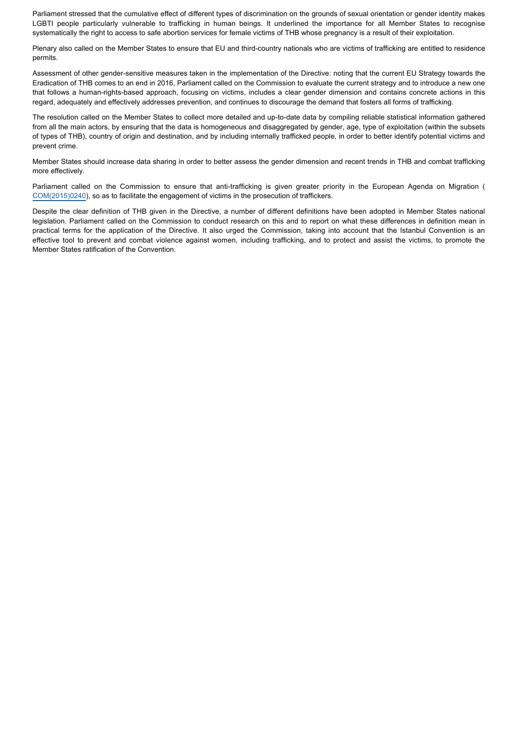Parliament stressed that the cumulative effect of different types of discrimination on the grounds of sexual orientation or gender identity makes LGBTI people particularly vulnerable to trafficking in human beings. It underlined the importance for all Member States to recognise systematically the right to access to safe abortion services for female victims of THB whose pregnancy is a result of their exploitation.

Plenary also called on the Member States to ensure that EU and third-country nationals who are victims of trafficking are entitled to residence permits.

Assessment of other gender-sensitive measures taken in the implementation of the Directive: noting that the current EU Strategy towards the Eradication of THB comes to an end in 2016, Parliament called on the Commission to evaluate the current strategy and to introduce a new one that follows a human-rights-based approach, focusing on victims, includes a clear gender dimension and contains concrete actions in this regard, adequately and effectively addresses prevention, and continues to discourage the demand that fosters all forms of trafficking.

The resolution called on the Member States to collect more detailed and up-to-date data by compiling reliable statistical information gathered from all the main actors, by ensuring that the data is homogeneous and disaggregated by gender, age, type of exploitation (within the subsets of types of THB), country of origin and destination, and by including internally trafficked people, in order to better identify potential victims and prevent crime.

Member States should increase data sharing in order to better assess the gender dimension and recent trends in THB and combat trafficking more effectively.

Parliament called on the Commission to ensure that anti-trafficking is given greater priority in the European Agenda on Migration ( COM(2015)0240), so as to facilitate the engagement of victims in the prosecution of traffickers.

Despite the clear definition of THB given in the Directive, a number of different definitions have been adopted in Member States national legislation. Parliament called on the Commission to conduct research on this and to report on what these differences in definition mean in practical terms for the application of the Directive. It also urged the Commission, taking into account that the Istanbul Convention is an effective tool to prevent and combat violence against women, including trafficking, and to protect and assist the victims, to promote the Member States ratification of the Convention.